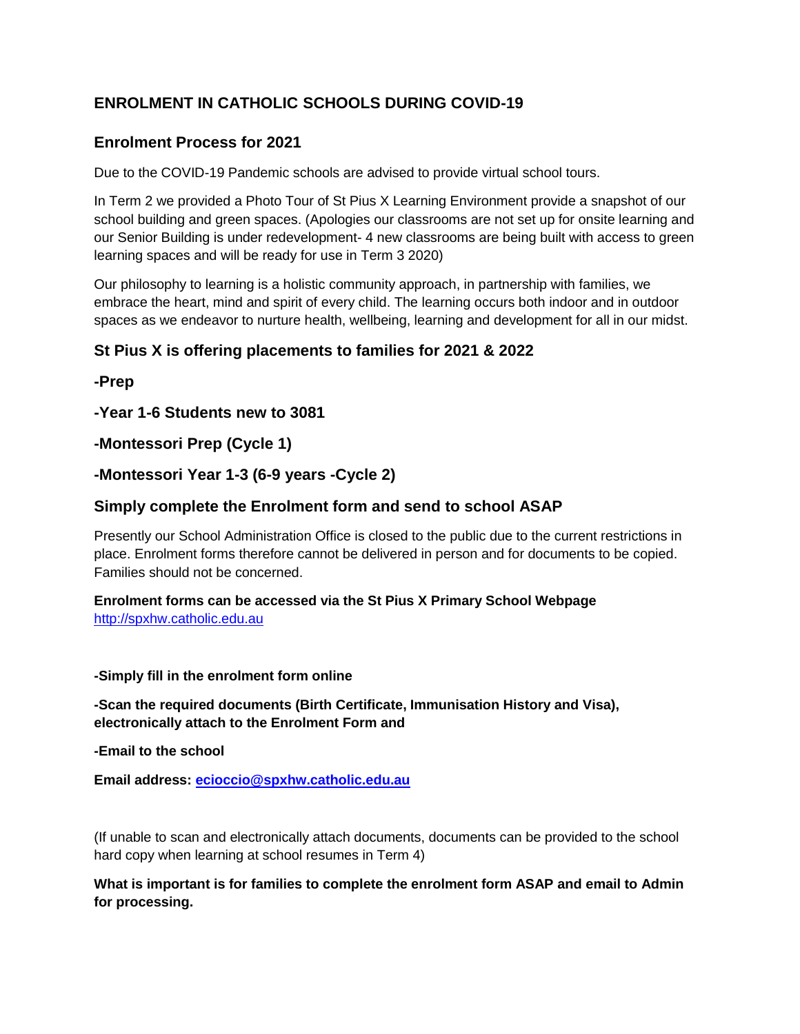## ENROLMENT IN CATHOLIC SCHOOLS DURING COVID-19

### Enrolment Process for 2021

Due to the COVID-19 Pandemic schools are advised to provide virtual school tours.

In Term 2 we provided a Photo Tour of St Pius X Learning Environment provide a snapshot of our school building and green spaces. (Apologies our classrooms are not set up for onsite learning and our Senior Building is under redevelopment- 4 new classrooms are being built with access to green learning spaces and will be ready for use in Term 3 2020)

Our philosophy to learning is a holistic community approach, in partnership with families, we embrace the heart, mind and spirit of every child. The learning occurs both indoor and in outdoor spaces as we endeavor to nurture health, wellbeing, learning and development for all in our midst.

### St Pius X is offering placements to families for 2021 & 2022

**-Prep**

**-Year 1-6 Students new to 3081**

**-Montessori Prep (Cycle 1)**

**-Montessori Year 1-3 (6-9 years -Cycle 2)**

### Simply complete the Enrolment form and send to school ASAP

Presently our School Administration Office is closed to the public due to the current restrictions in place. Enrolment forms therefore cannot be delivered in person and for documents to be copied. Families should not be concerned.

**Enrolment forms can be accessed via the St Pius X Primary School Webpage**
http://spxhw.catholic.edu.au

**-Simply fill in the enrolment form online**

**-Scan the required documents (Birth Certificate, Immunisation History and Visa), electronically attach to the Enrolment Form and**

**-Email to the school**

**Email address: ecioccio@spxhw.catholic.edu.au**

(If unable to scan and electronically attach documents, documents can be provided to the school hard copy when learning at school resumes in Term 4)

**What is important is for families to complete the enrolment form ASAP and email to Admin for processing.**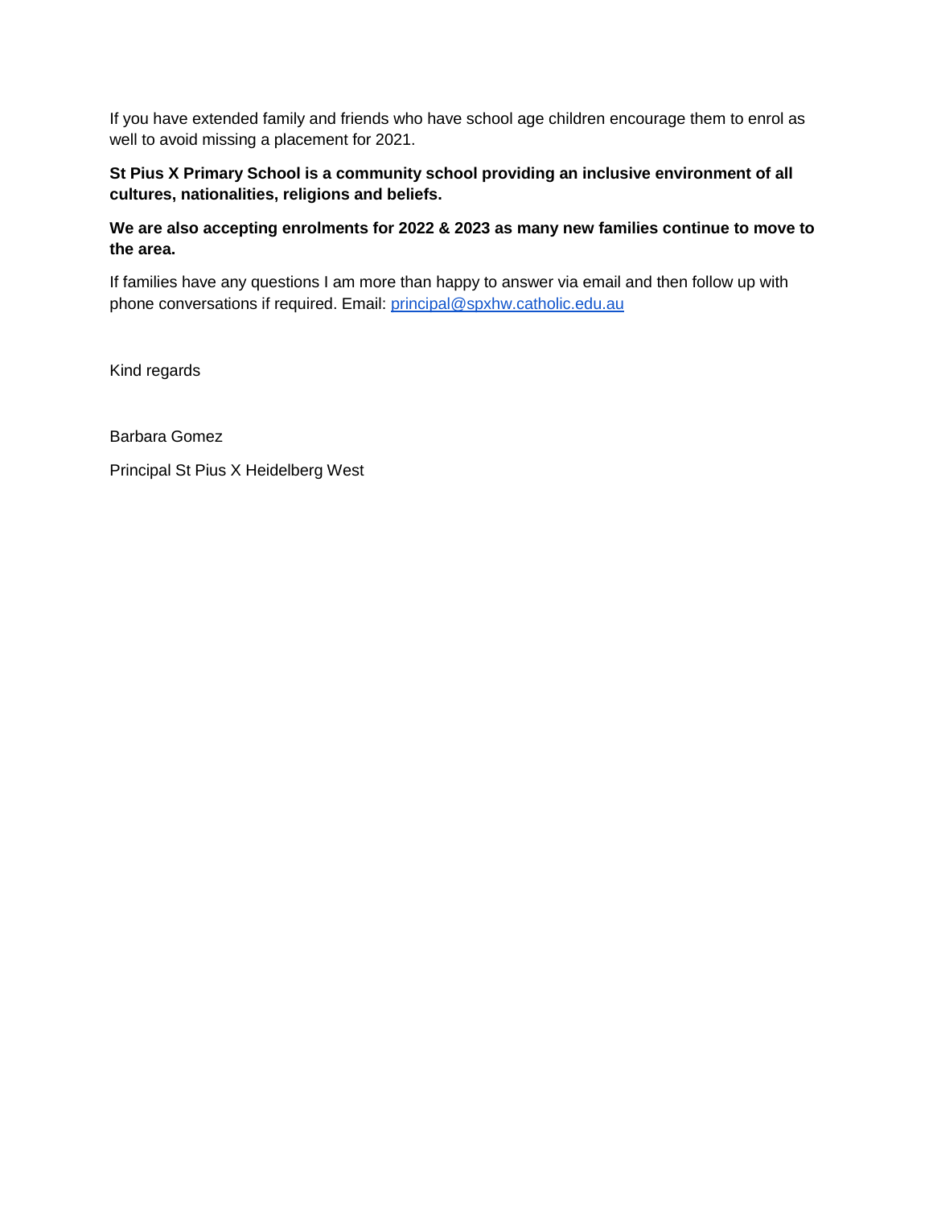If you have extended family and friends who have school age children encourage them to enrol as well to avoid missing a placement for 2021.

**St Pius X Primary School is a community school providing an inclusive environment of all cultures, nationalities, religions and beliefs.**

**We are also accepting enrolments for 2022 & 2023 as many new families continue to move to the area.**

If families have any questions I am more than happy to answer via email and then follow up with phone conversations if required. Email: principal@spxhw.catholic.edu.au

Kind regards

Barbara Gomez

Principal St Pius X Heidelberg West